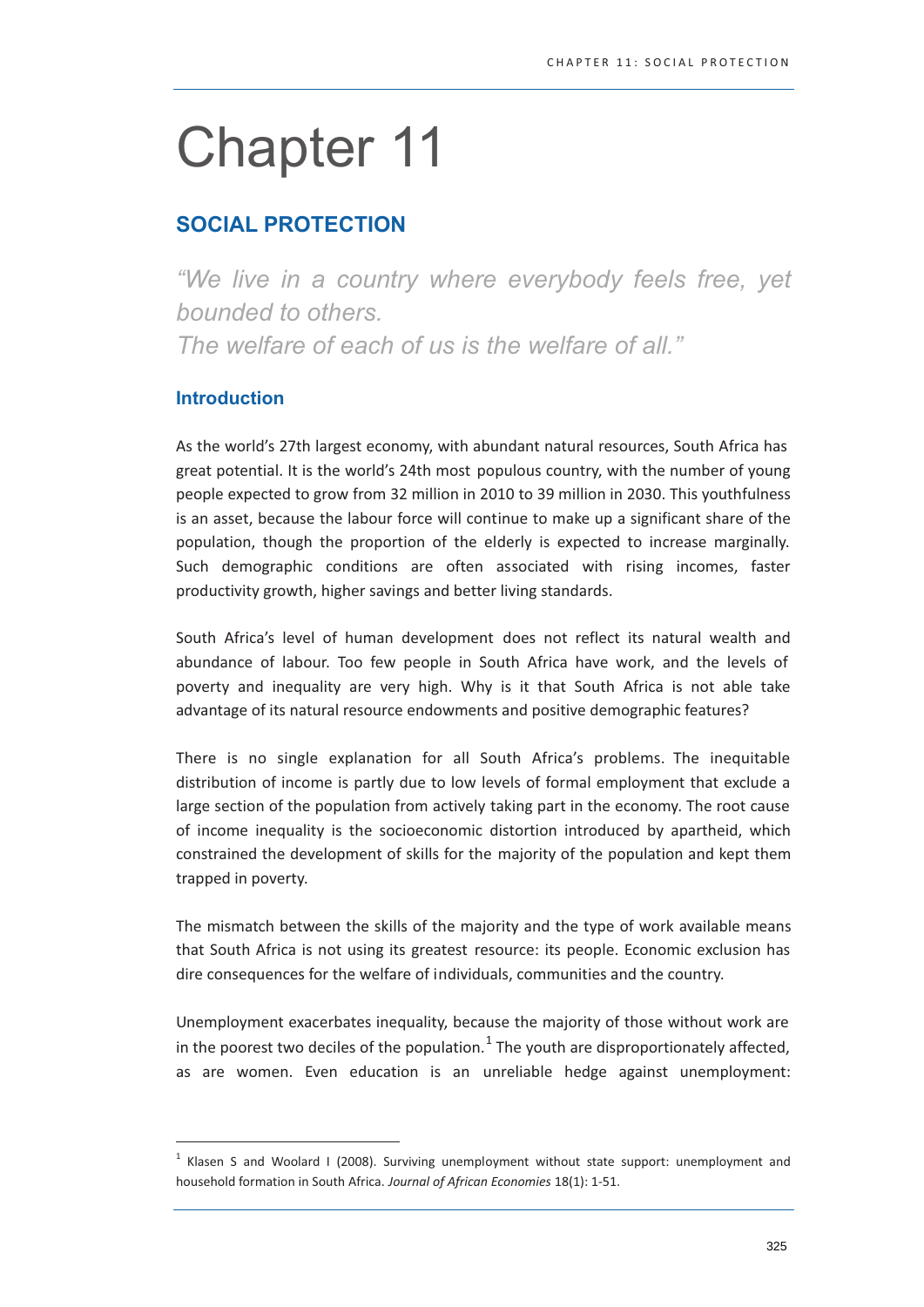# Chapter 11

## SOCIAL PROTECTION

*"We live in a country where everybody feels free, yet bounded to others.*
*The welfare of each of us is the welfare of all."*

### Introduction

As the world's 27th largest economy, with abundant natural resources, South Africa has great potential. It is the world's 24th most populous country, with the number of young people expected to grow from 32 million in 2010 to 39 million in 2030. This youthfulness is an asset, because the labour force will continue to make up a significant share of the population, though the proportion of the elderly is expected to increase marginally. Such demographic conditions are often associated with rising incomes, faster productivity growth, higher savings and better living standards.

South Africa's level of human development does not reflect its natural wealth and abundance of labour. Too few people in South Africa have work, and the levels of poverty and inequality are very high. Why is it that South Africa is not able take advantage of its natural resource endowments and positive demographic features?

There is no single explanation for all South Africa's problems. The inequitable distribution of income is partly due to low levels of formal employment that exclude a large section of the population from actively taking part in the economy. The root cause of income inequality is the socioeconomic distortion introduced by apartheid, which constrained the development of skills for the majority of the population and kept them trapped in poverty.

The mismatch between the skills of the majority and the type of work available means that South Africa is not using its greatest resource: its people. Economic exclusion has dire consequences for the welfare of individuals, communities and the country.

Unemployment exacerbates inequality, because the majority of those without work are in the poorest two deciles of the population.[1] The youth are disproportionately affected, as are women. Even education is an unreliable hedge against unemployment:

[1] Klasen S and Woolard I (2008). Surviving unemployment without state support: unemployment and household formation in South Africa. *Journal of African Economies* 18(1): 1-51.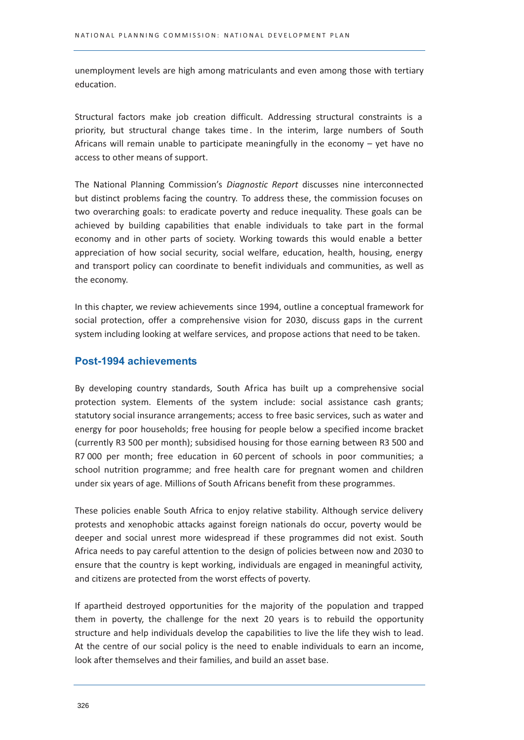unemployment levels are high among matriculants and even among those with tertiary education.

Structural factors make job creation difficult. Addressing structural constraints is a priority, but structural change takes time. In the interim, large numbers of South Africans will remain unable to participate meaningfully in the economy – yet have no access to other means of support.

The National Planning Commission's *Diagnostic Report* discusses nine interconnected but distinct problems facing the country. To address these, the commission focuses on two overarching goals: to eradicate poverty and reduce inequality. These goals can be achieved by building capabilities that enable individuals to take part in the formal economy and in other parts of society. Working towards this would enable a better appreciation of how social security, social welfare, education, health, housing, energy and transport policy can coordinate to benefit individuals and communities, as well as the economy.

In this chapter, we review achievements since 1994, outline a conceptual framework for social protection, offer a comprehensive vision for 2030, discuss gaps in the current system including looking at welfare services, and propose actions that need to be taken.

## Post-1994 achievements

By developing country standards, South Africa has built up a comprehensive social protection system. Elements of the system include: social assistance cash grants; statutory social insurance arrangements; access to free basic services, such as water and energy for poor households; free housing for people below a specified income bracket (currently R3 500 per month); subsidised housing for those earning between R3 500 and R7 000 per month; free education in 60 percent of schools in poor communities; a school nutrition programme; and free health care for pregnant women and children under six years of age. Millions of South Africans benefit from these programmes.

These policies enable South Africa to enjoy relative stability. Although service delivery protests and xenophobic attacks against foreign nationals do occur, poverty would be deeper and social unrest more widespread if these programmes did not exist. South Africa needs to pay careful attention to the design of policies between now and 2030 to ensure that the country is kept working, individuals are engaged in meaningful activity, and citizens are protected from the worst effects of poverty.

If apartheid destroyed opportunities for the majority of the population and trapped them in poverty, the challenge for the next 20 years is to rebuild the opportunity structure and help individuals develop the capabilities to live the life they wish to lead. At the centre of our social policy is the need to enable individuals to earn an income, look after themselves and their families, and build an asset base.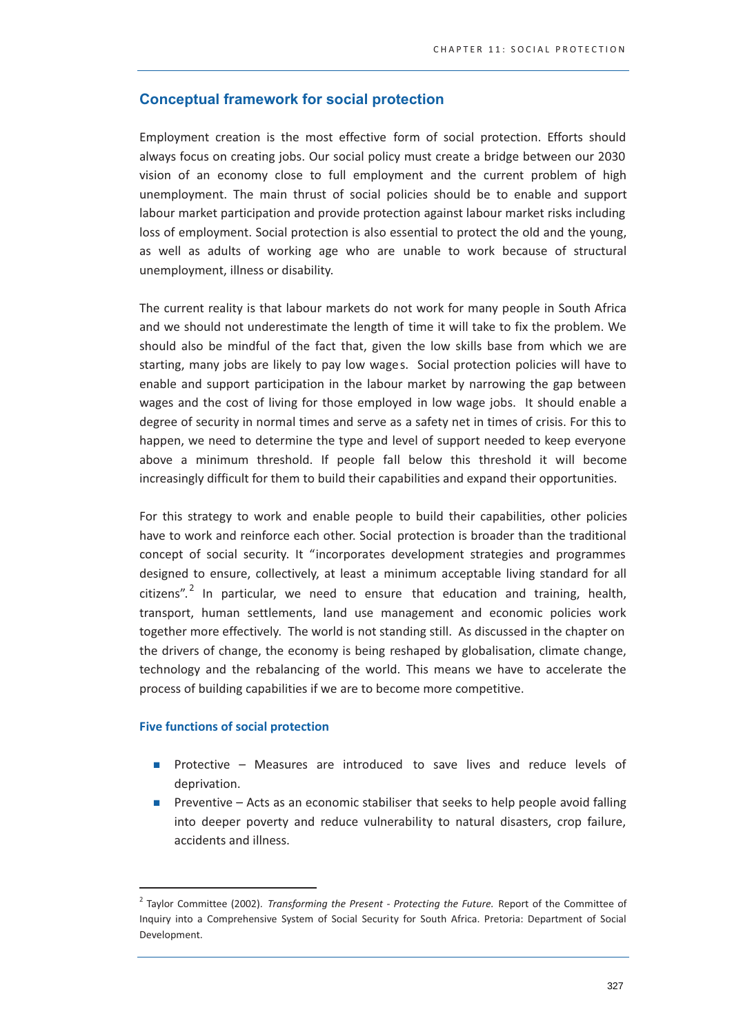## Conceptual framework for social protection

Employment creation is the most effective form of social protection. Efforts should always focus on creating jobs. Our social policy must create a bridge between our 2030 vision of an economy close to full employment and the current problem of high unemployment. The main thrust of social policies should be to enable and support labour market participation and provide protection against labour market risks including loss of employment. Social protection is also essential to protect the old and the young, as well as adults of working age who are unable to work because of structural unemployment, illness or disability.

The current reality is that labour markets do not work for many people in South Africa and we should not underestimate the length of time it will take to fix the problem. We should also be mindful of the fact that, given the low skills base from which we are starting, many jobs are likely to pay low wages. Social protection policies will have to enable and support participation in the labour market by narrowing the gap between wages and the cost of living for those employed in low wage jobs. It should enable a degree of security in normal times and serve as a safety net in times of crisis. For this to happen, we need to determine the type and level of support needed to keep everyone above a minimum threshold. If people fall below this threshold it will become increasingly difficult for them to build their capabilities and expand their opportunities.

For this strategy to work and enable people to build their capabilities, other policies have to work and reinforce each other. Social protection is broader than the traditional concept of social security. It "incorporates development strategies and programmes designed to ensure, collectively, at least a minimum acceptable living standard for all citizens".[2] In particular, we need to ensure that education and training, health, transport, human settlements, land use management and economic policies work together more effectively. The world is not standing still. As discussed in the chapter on the drivers of change, the economy is being reshaped by globalisation, climate change, technology and the rebalancing of the world. This means we have to accelerate the process of building capabilities if we are to become more competitive.

### Five functions of social protection

- Protective – Measures are introduced to save lives and reduce levels of deprivation.
- Preventive – Acts as an economic stabiliser that seeks to help people avoid falling into deeper poverty and reduce vulnerability to natural disasters, crop failure, accidents and illness.

---

[2] Taylor Committee (2002). *Transforming the Present - Protecting the Future.* Report of the Committee of Inquiry into a Comprehensive System of Social Security for South Africa. Pretoria: Department of Social Development.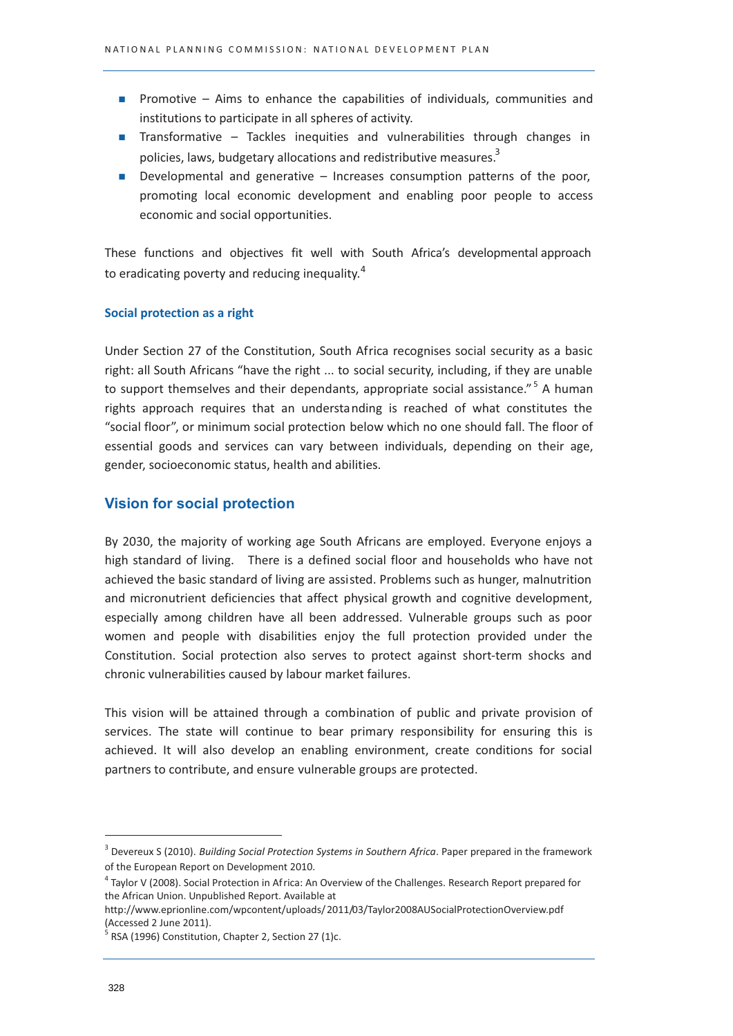- Promotive – Aims to enhance the capabilities of individuals, communities and institutions to participate in all spheres of activity.
- Transformative – Tackles inequities and vulnerabilities through changes in policies, laws, budgetary allocations and redistributive measures.[3]
- Developmental and generative – Increases consumption patterns of the poor, promoting local economic development and enabling poor people to access economic and social opportunities.

These functions and objectives fit well with South Africa's developmental approach to eradicating poverty and reducing inequality.[4]

### Social protection as a right

Under Section 27 of the Constitution, South Africa recognises social security as a basic right: all South Africans "have the right ... to social security, including, if they are unable to support themselves and their dependants, appropriate social assistance."[5] A human rights approach requires that an understanding is reached of what constitutes the "social floor", or minimum social protection below which no one should fall. The floor of essential goods and services can vary between individuals, depending on their age, gender, socioeconomic status, health and abilities.

## Vision for social protection

By 2030, the majority of working age South Africans are employed. Everyone enjoys a high standard of living. There is a defined social floor and households who have not achieved the basic standard of living are assisted. Problems such as hunger, malnutrition and micronutrient deficiencies that affect physical growth and cognitive development, especially among children have all been addressed. Vulnerable groups such as poor women and people with disabilities enjoy the full protection provided under the Constitution. Social protection also serves to protect against short-term shocks and chronic vulnerabilities caused by labour market failures.

This vision will be attained through a combination of public and private provision of services. The state will continue to bear primary responsibility for ensuring this is achieved. It will also develop an enabling environment, create conditions for social partners to contribute, and ensure vulnerable groups are protected.

---

[3] Devereux S (2010). *Building Social Protection Systems in Southern Africa*. Paper prepared in the framework of the European Report on Development 2010.

[4] Taylor V (2008). Social Protection in Africa: An Overview of the Challenges. Research Report prepared for the African Union. Unpublished Report. Available at http://www.eprionline.com/wpcontent/uploads/2011/03/Taylor2008AUSocialProtectionOverview.pdf (Accessed 2 June 2011).

[5] RSA (1996) Constitution, Chapter 2, Section 27 (1)c.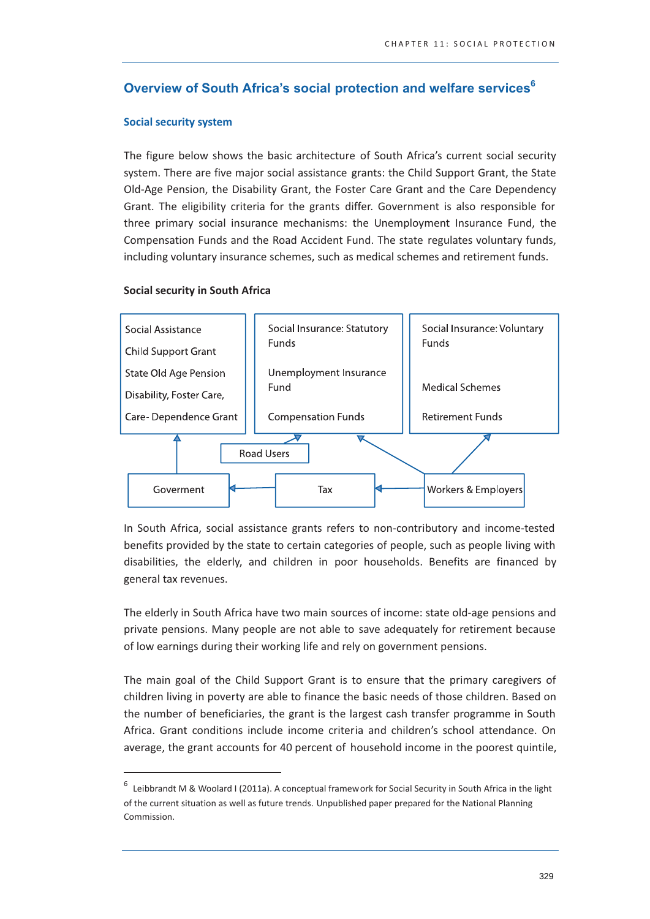## Overview of South Africa's social protection and welfare services[6]

### Social security system

The figure below shows the basic architecture of South Africa's current social security system. There are five major social assistance grants: the Child Support Grant, the State Old-Age Pension, the Disability Grant, the Foster Care Grant and the Care Dependency Grant. The eligibility criteria for the grants differ. Government is also responsible for three primary social insurance mechanisms: the Unemployment Insurance Fund, the Compensation Funds and the Road Accident Fund. The state regulates voluntary funds, including voluntary insurance schemes, such as medical schemes and retirement funds.

**Social security in South Africa**

| Social Assistance | Social Insurance: Statutory Funds | Social Insurance: Voluntary Funds |
|---|---|---|
| Child Support Grant | Unemployment Insurance Fund | Medical Schemes |
| State Old Age Pension | Compensation Funds | Retirement Funds |
| Disability, Foster Care, Care- Dependence Grant | | |

Road Users → Social Insurance: Statutory Funds

Workers & Employers → Tax → Goverment → Social Assistance

Workers & Employers → Social Insurance: Statutory Funds

Workers & Employers → Social Insurance: Voluntary Funds

In South Africa, social assistance grants refers to non-contributory and income-tested benefits provided by the state to certain categories of people, such as people living with disabilities, the elderly, and children in poor households. Benefits are financed by general tax revenues.

The elderly in South Africa have two main sources of income: state old-age pensions and private pensions. Many people are not able to save adequately for retirement because of low earnings during their working life and rely on government pensions.

The main goal of the Child Support Grant is to ensure that the primary caregivers of children living in poverty are able to finance the basic needs of those children. Based on the number of beneficiaries, the grant is the largest cash transfer programme in South Africa. Grant conditions include income criteria and children's school attendance. On average, the grant accounts for 40 percent of household income in the poorest quintile,

[6] Leibbrandt M & Woolard I (2011a). A conceptual framework for Social Security in South Africa in the light of the current situation as well as future trends. Unpublished paper prepared for the National Planning Commission.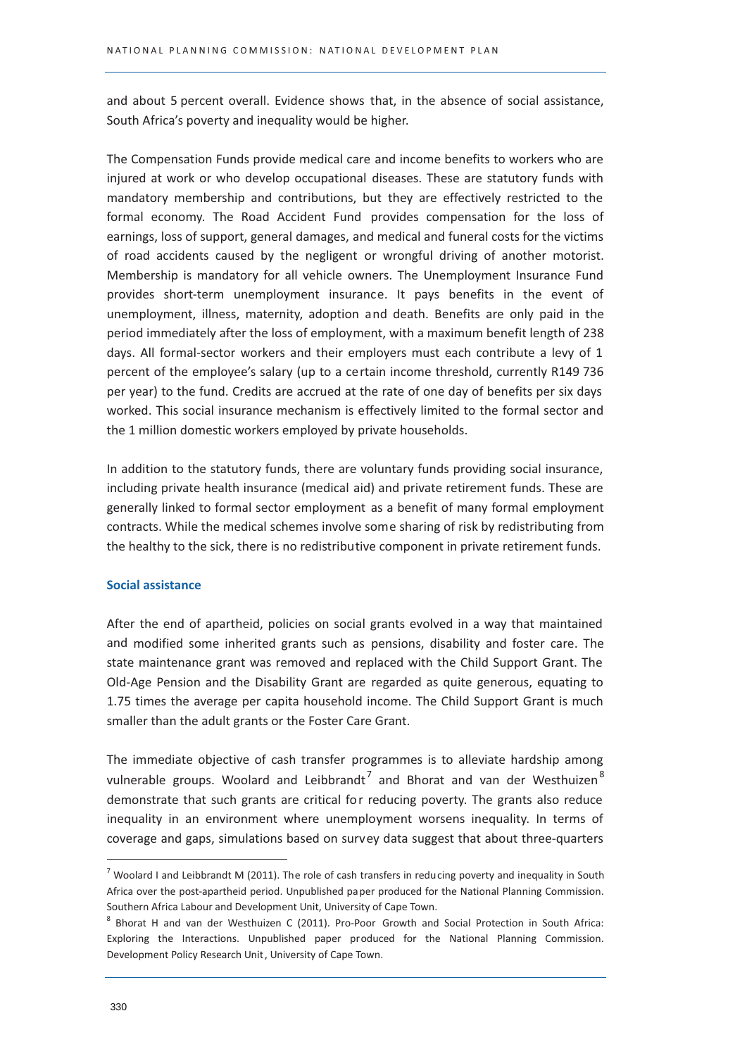and about 5 percent overall. Evidence shows that, in the absence of social assistance, South Africa's poverty and inequality would be higher.

The Compensation Funds provide medical care and income benefits to workers who are injured at work or who develop occupational diseases. These are statutory funds with mandatory membership and contributions, but they are effectively restricted to the formal economy. The Road Accident Fund provides compensation for the loss of earnings, loss of support, general damages, and medical and funeral costs for the victims of road accidents caused by the negligent or wrongful driving of another motorist. Membership is mandatory for all vehicle owners. The Unemployment Insurance Fund provides short-term unemployment insurance. It pays benefits in the event of unemployment, illness, maternity, adoption and death. Benefits are only paid in the period immediately after the loss of employment, with a maximum benefit length of 238 days. All formal-sector workers and their employers must each contribute a levy of 1 percent of the employee's salary (up to a certain income threshold, currently R149 736 per year) to the fund. Credits are accrued at the rate of one day of benefits per six days worked. This social insurance mechanism is effectively limited to the formal sector and the 1 million domestic workers employed by private households.

In addition to the statutory funds, there are voluntary funds providing social insurance, including private health insurance (medical aid) and private retirement funds. These are generally linked to formal sector employment as a benefit of many formal employment contracts. While the medical schemes involve some sharing of risk by redistributing from the healthy to the sick, there is no redistributive component in private retirement funds.

### Social assistance

After the end of apartheid, policies on social grants evolved in a way that maintained and modified some inherited grants such as pensions, disability and foster care. The state maintenance grant was removed and replaced with the Child Support Grant. The Old-Age Pension and the Disability Grant are regarded as quite generous, equating to 1.75 times the average per capita household income. The Child Support Grant is much smaller than the adult grants or the Foster Care Grant.

The immediate objective of cash transfer programmes is to alleviate hardship among vulnerable groups. Woolard and Leibbrandt[7] and Bhorat and van der Westhuizen[8] demonstrate that such grants are critical for reducing poverty. The grants also reduce inequality in an environment where unemployment worsens inequality. In terms of coverage and gaps, simulations based on survey data suggest that about three-quarters

[7] Woolard I and Leibbrandt M (2011). The role of cash transfers in reducing poverty and inequality in South Africa over the post-apartheid period. Unpublished paper produced for the National Planning Commission. Southern Africa Labour and Development Unit, University of Cape Town.

[8] Bhorat H and van der Westhuizen C (2011). Pro-Poor Growth and Social Protection in South Africa: Exploring the Interactions. Unpublished paper produced for the National Planning Commission. Development Policy Research Unit, University of Cape Town.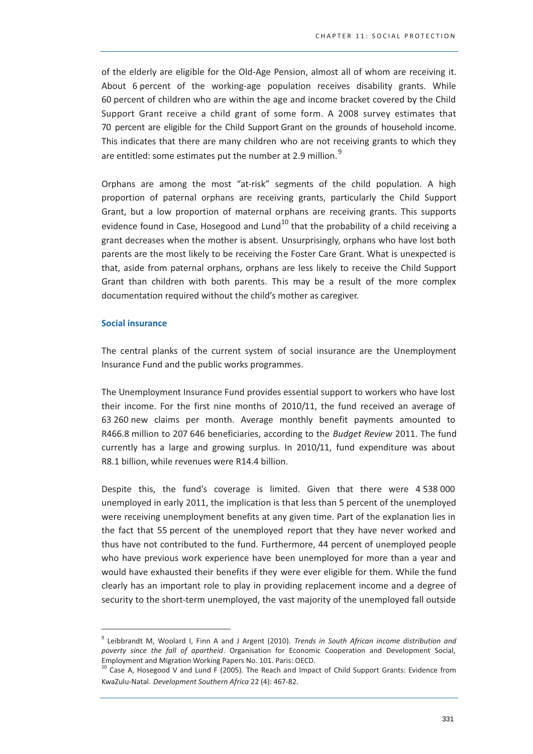of the elderly are eligible for the Old-Age Pension, almost all of whom are receiving it. About 6 percent of the working-age population receives disability grants. While 60 percent of children who are within the age and income bracket covered by the Child Support Grant receive a child grant of some form. A 2008 survey estimates that 70 percent are eligible for the Child Support Grant on the grounds of household income. This indicates that there are many children who are not receiving grants to which they are entitled: some estimates put the number at 2.9 million.[9]

Orphans are among the most "at-risk" segments of the child population. A high proportion of paternal orphans are receiving grants, particularly the Child Support Grant, but a low proportion of maternal orphans are receiving grants. This supports evidence found in Case, Hosegood and Lund[10] that the probability of a child receiving a grant decreases when the mother is absent. Unsurprisingly, orphans who have lost both parents are the most likely to be receiving the Foster Care Grant. What is unexpected is that, aside from paternal orphans, orphans are less likely to receive the Child Support Grant than children with both parents. This may be a result of the more complex documentation required without the child's mother as caregiver.

### Social insurance

The central planks of the current system of social insurance are the Unemployment Insurance Fund and the public works programmes.

The Unemployment Insurance Fund provides essential support to workers who have lost their income. For the first nine months of 2010/11, the fund received an average of 63 260 new claims per month. Average monthly benefit payments amounted to R466.8 million to 207 646 beneficiaries, according to the *Budget Review* 2011. The fund currently has a large and growing surplus. In 2010/11, fund expenditure was about R8.1 billion, while revenues were R14.4 billion.

Despite this, the fund's coverage is limited. Given that there were 4 538 000 unemployed in early 2011, the implication is that less than 5 percent of the unemployed were receiving unemployment benefits at any given time. Part of the explanation lies in the fact that 55 percent of the unemployed report that they have never worked and thus have not contributed to the fund. Furthermore, 44 percent of unemployed people who have previous work experience have been unemployed for more than a year and would have exhausted their benefits if they were ever eligible for them. While the fund clearly has an important role to play in providing replacement income and a degree of security to the short-term unemployed, the vast majority of the unemployed fall outside

---

[9] Leibbrandt M, Woolard I, Finn A and J Argent (2010). *Trends in South African income distribution and poverty since the fall of apartheid*. Organisation for Economic Cooperation and Development Social, Employment and Migration Working Papers No. 101. Paris: OECD.

[10] Case A, Hosegood V and Lund F (2005). The Reach and Impact of Child Support Grants: Evidence from KwaZulu-Natal. *Development Southern Africa* 22 (4): 467-82.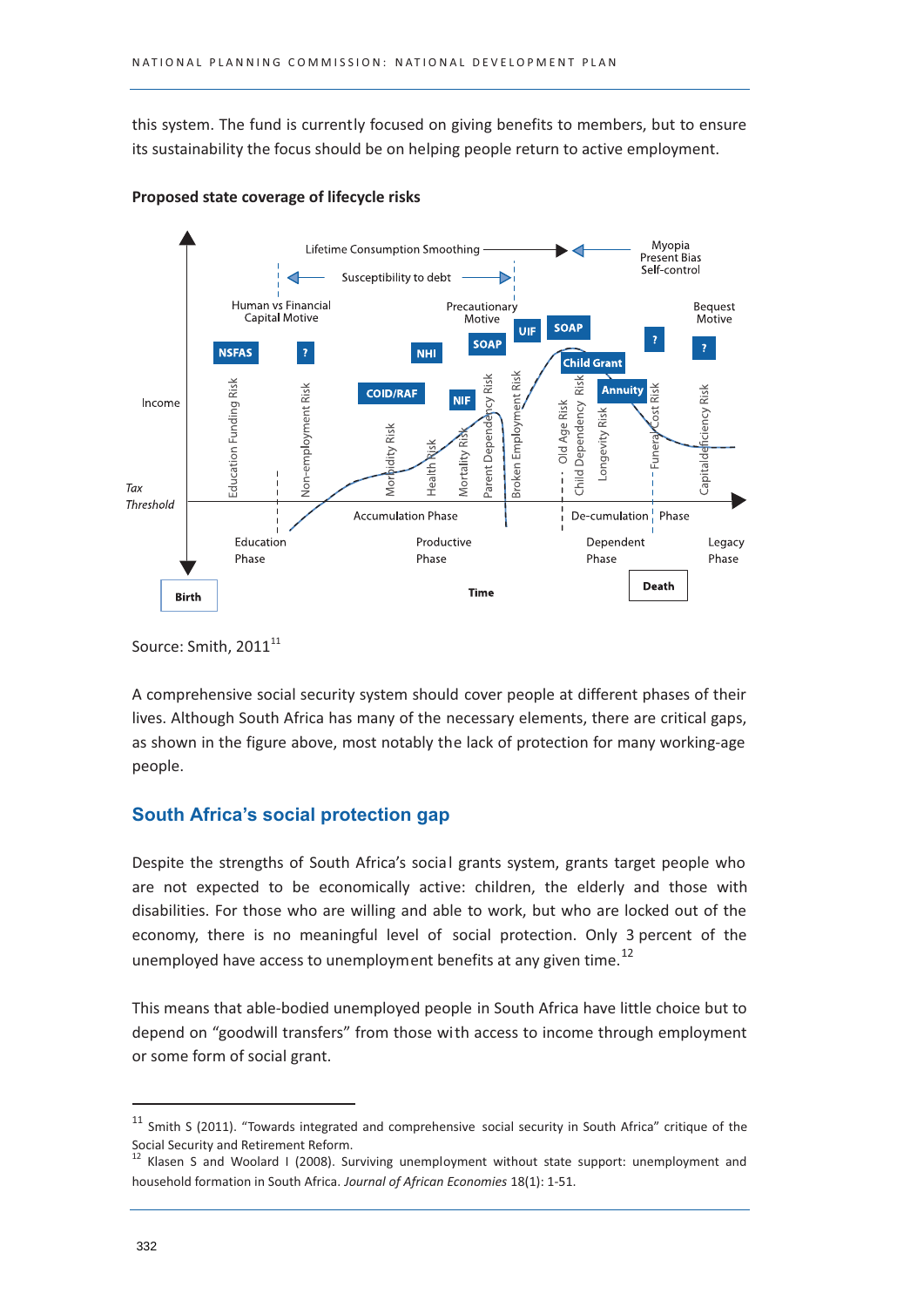this system. The fund is currently focused on giving benefits to members, but to ensure its sustainability the focus should be on helping people return to active employment.

**Proposed state coverage of lifecycle risks**

Source: Smith, 2011[11]

A comprehensive social security system should cover people at different phases of their lives. Although South Africa has many of the necessary elements, there are critical gaps, as shown in the figure above, most notably the lack of protection for many working-age people.

## South Africa's social protection gap

Despite the strengths of South Africa's social grants system, grants target people who are not expected to be economically active: children, the elderly and those with disabilities. For those who are willing and able to work, but who are locked out of the economy, there is no meaningful level of social protection. Only 3 percent of the unemployed have access to unemployment benefits at any given time.[12]

This means that able-bodied unemployed people in South Africa have little choice but to depend on "goodwill transfers" from those with access to income through employment or some form of social grant.

---

[11] Smith S (2011). "Towards integrated and comprehensive social security in South Africa" critique of the Social Security and Retirement Reform.

[12] Klasen S and Woolard I (2008). Surviving unemployment without state support: unemployment and household formation in South Africa. *Journal of African Economies* 18(1): 1-51.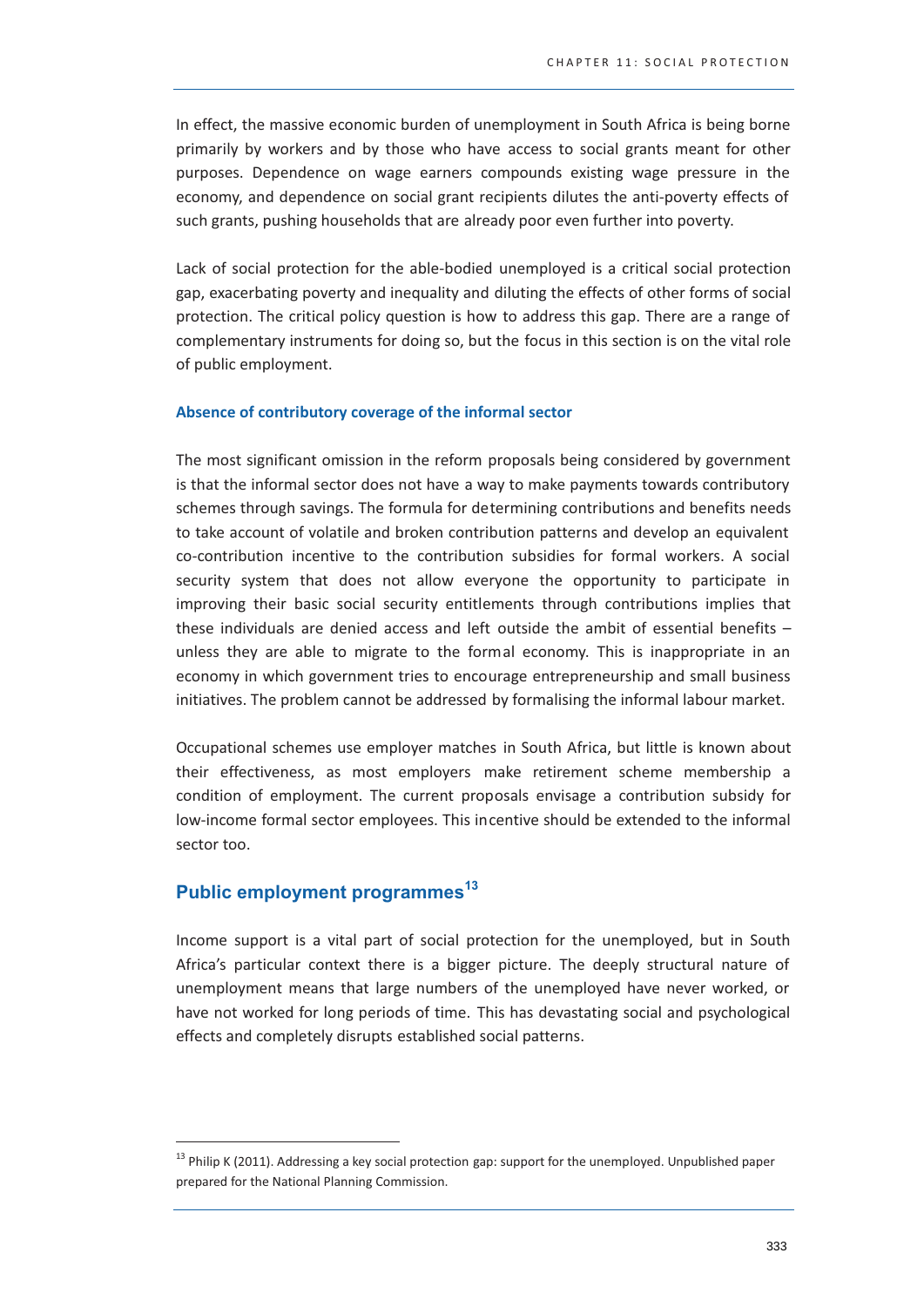In effect, the massive economic burden of unemployment in South Africa is being borne primarily by workers and by those who have access to social grants meant for other purposes. Dependence on wage earners compounds existing wage pressure in the economy, and dependence on social grant recipients dilutes the anti-poverty effects of such grants, pushing households that are already poor even further into poverty.

Lack of social protection for the able-bodied unemployed is a critical social protection gap, exacerbating poverty and inequality and diluting the effects of other forms of social protection. The critical policy question is how to address this gap. There are a range of complementary instruments for doing so, but the focus in this section is on the vital role of public employment.

#### Absence of contributory coverage of the informal sector

The most significant omission in the reform proposals being considered by government is that the informal sector does not have a way to make payments towards contributory schemes through savings. The formula for determining contributions and benefits needs to take account of volatile and broken contribution patterns and develop an equivalent co-contribution incentive to the contribution subsidies for formal workers. A social security system that does not allow everyone the opportunity to participate in improving their basic social security entitlements through contributions implies that these individuals are denied access and left outside the ambit of essential benefits – unless they are able to migrate to the formal economy. This is inappropriate in an economy in which government tries to encourage entrepreneurship and small business initiatives. The problem cannot be addressed by formalising the informal labour market.

Occupational schemes use employer matches in South Africa, but little is known about their effectiveness, as most employers make retirement scheme membership a condition of employment. The current proposals envisage a contribution subsidy for low-income formal sector employees. This incentive should be extended to the informal sector too.

### Public employment programmes[13]

Income support is a vital part of social protection for the unemployed, but in South Africa's particular context there is a bigger picture. The deeply structural nature of unemployment means that large numbers of the unemployed have never worked, or have not worked for long periods of time. This has devastating social and psychological effects and completely disrupts established social patterns.

[13] Philip K (2011). Addressing a key social protection gap: support for the unemployed. Unpublished paper prepared for the National Planning Commission.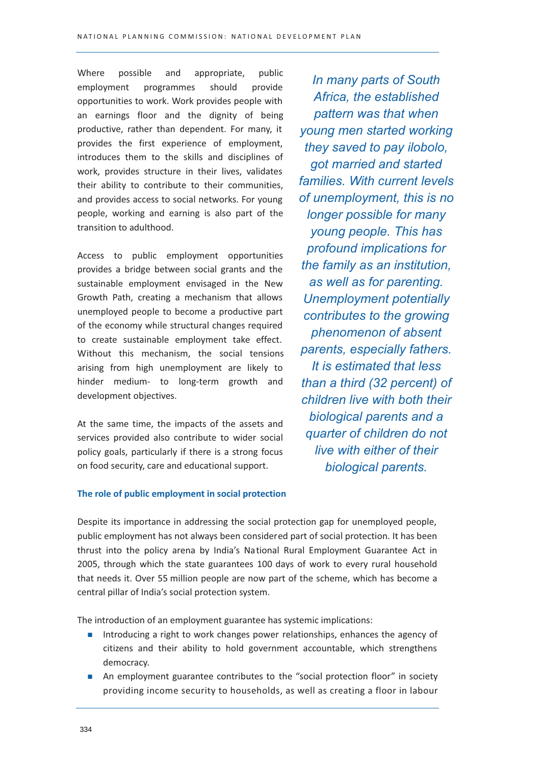Where possible and appropriate, public employment programmes should provide opportunities to work. Work provides people with an earnings floor and the dignity of being productive, rather than dependent. For many, it provides the first experience of employment, introduces them to the skills and disciplines of work, provides structure in their lives, validates their ability to contribute to their communities, and provides access to social networks. For young people, working and earning is also part of the transition to adulthood.

Access to public employment opportunities provides a bridge between social grants and the sustainable employment envisaged in the New Growth Path, creating a mechanism that allows unemployed people to become a productive part of the economy while structural changes required to create sustainable employment take effect. Without this mechanism, the social tensions arising from high unemployment are likely to hinder medium- to long-term growth and development objectives.

At the same time, the impacts of the assets and services provided also contribute to wider social policy goals, particularly if there is a strong focus on food security, care and educational support.

*In many parts of South Africa, the established pattern was that when young men started working they saved to pay ilobolo, got married and started families. With current levels of unemployment, this is no longer possible for many young people. This has profound implications for the family as an institution, as well as for parenting. Unemployment potentially contributes to the growing phenomenon of absent parents, especially fathers. It is estimated that less than a third (32 percent) of children live with both their biological parents and a quarter of children do not live with either of their biological parents.*

### The role of public employment in social protection

Despite its importance in addressing the social protection gap for unemployed people, public employment has not always been considered part of social protection. It has been thrust into the policy arena by India's National Rural Employment Guarantee Act in 2005, through which the state guarantees 100 days of work to every rural household that needs it. Over 55 million people are now part of the scheme, which has become a central pillar of India's social protection system.

The introduction of an employment guarantee has systemic implications:

- Introducing a right to work changes power relationships, enhances the agency of citizens and their ability to hold government accountable, which strengthens democracy.
- An employment guarantee contributes to the "social protection floor" in society providing income security to households, as well as creating a floor in labour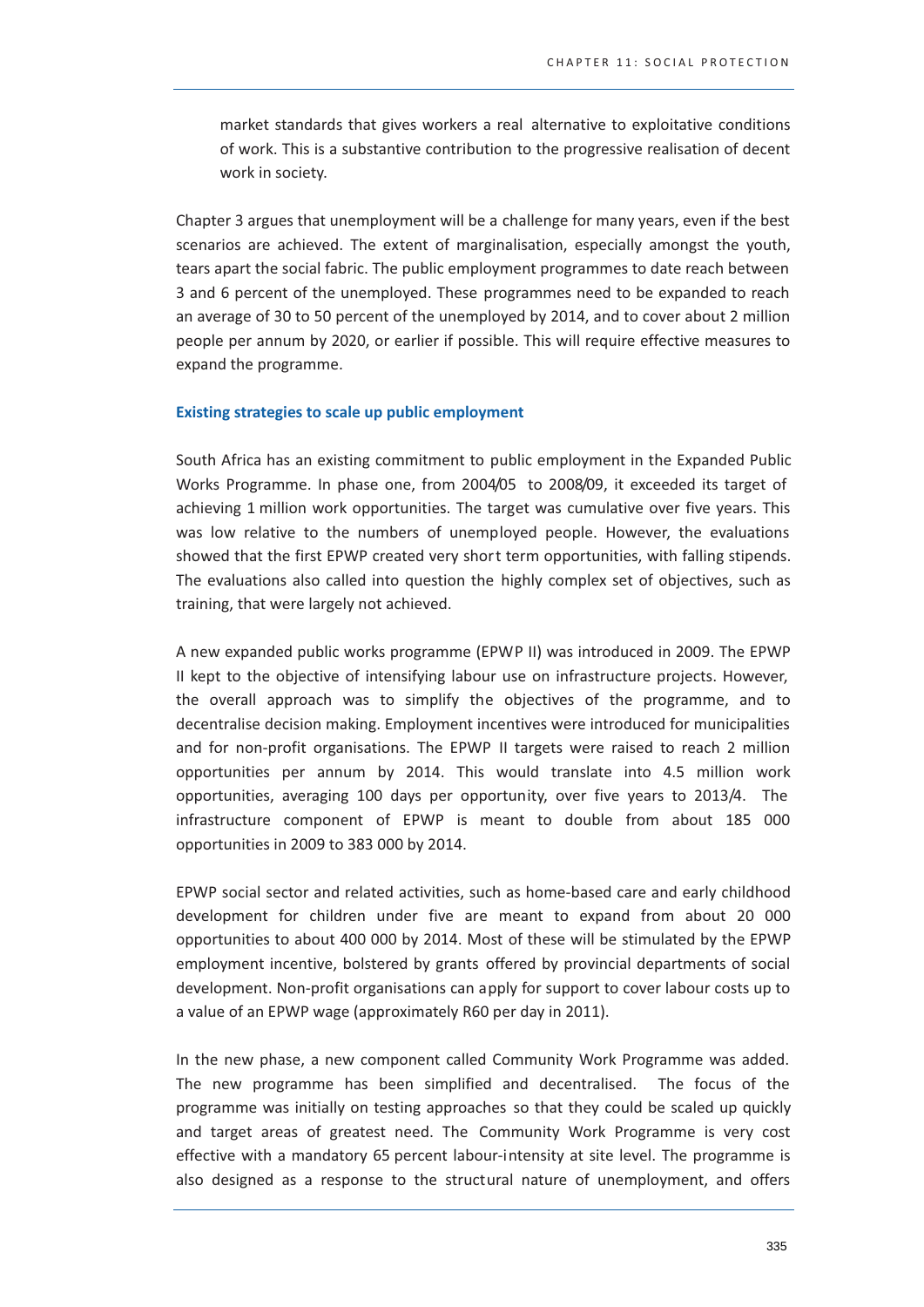market standards that gives workers a real alternative to exploitative conditions of work. This is a substantive contribution to the progressive realisation of decent work in society.

Chapter 3 argues that unemployment will be a challenge for many years, even if the best scenarios are achieved. The extent of marginalisation, especially amongst the youth, tears apart the social fabric. The public employment programmes to date reach between 3 and 6 percent of the unemployed. These programmes need to be expanded to reach an average of 30 to 50 percent of the unemployed by 2014, and to cover about 2 million people per annum by 2020, or earlier if possible. This will require effective measures to expand the programme.

### Existing strategies to scale up public employment

South Africa has an existing commitment to public employment in the Expanded Public Works Programme. In phase one, from 2004/05 to 2008/09, it exceeded its target of achieving 1 million work opportunities. The target was cumulative over five years. This was low relative to the numbers of unemployed people. However, the evaluations showed that the first EPWP created very short term opportunities, with falling stipends. The evaluations also called into question the highly complex set of objectives, such as training, that were largely not achieved.

A new expanded public works programme (EPWP II) was introduced in 2009. The EPWP II kept to the objective of intensifying labour use on infrastructure projects. However, the overall approach was to simplify the objectives of the programme, and to decentralise decision making. Employment incentives were introduced for municipalities and for non-profit organisations. The EPWP II targets were raised to reach 2 million opportunities per annum by 2014. This would translate into 4.5 million work opportunities, averaging 100 days per opportunity, over five years to 2013/4. The infrastructure component of EPWP is meant to double from about 185 000 opportunities in 2009 to 383 000 by 2014.

EPWP social sector and related activities, such as home-based care and early childhood development for children under five are meant to expand from about 20 000 opportunities to about 400 000 by 2014. Most of these will be stimulated by the EPWP employment incentive, bolstered by grants offered by provincial departments of social development. Non-profit organisations can apply for support to cover labour costs up to a value of an EPWP wage (approximately R60 per day in 2011).

In the new phase, a new component called Community Work Programme was added. The new programme has been simplified and decentralised. The focus of the programme was initially on testing approaches so that they could be scaled up quickly and target areas of greatest need. The Community Work Programme is very cost effective with a mandatory 65 percent labour-intensity at site level. The programme is also designed as a response to the structural nature of unemployment, and offers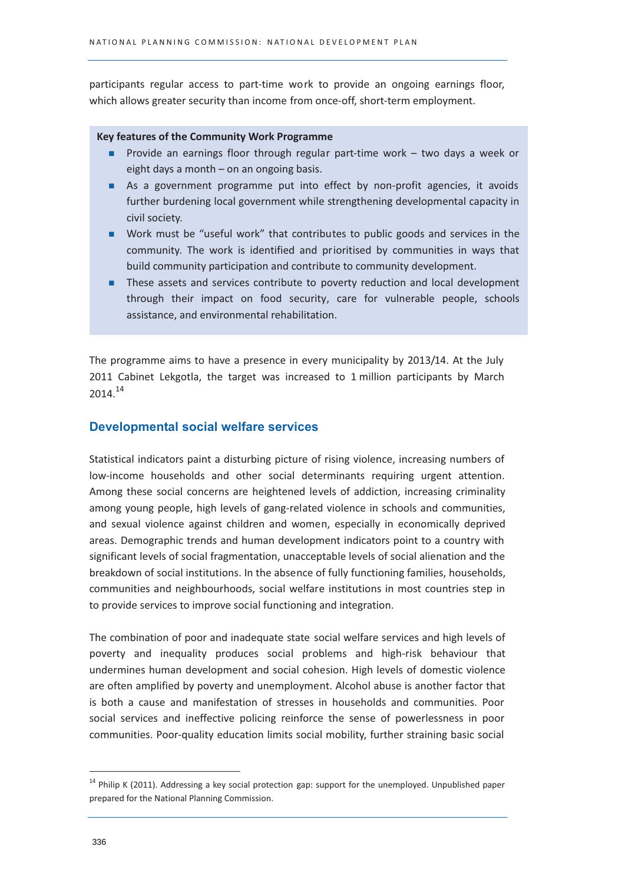participants regular access to part-time work to provide an ongoing earnings floor, which allows greater security than income from once-off, short-term employment.

**Key features of the Community Work Programme**

- Provide an earnings floor through regular part-time work – two days a week or eight days a month – on an ongoing basis.
- As a government programme put into effect by non-profit agencies, it avoids further burdening local government while strengthening developmental capacity in civil society.
- Work must be "useful work" that contributes to public goods and services in the community. The work is identified and prioritised by communities in ways that build community participation and contribute to community development.
- These assets and services contribute to poverty reduction and local development through their impact on food security, care for vulnerable people, schools assistance, and environmental rehabilitation.

The programme aims to have a presence in every municipality by 2013/14. At the July 2011 Cabinet Lekgotla, the target was increased to 1 million participants by March 2014.[14]

## Developmental social welfare services

Statistical indicators paint a disturbing picture of rising violence, increasing numbers of low-income households and other social determinants requiring urgent attention. Among these social concerns are heightened levels of addiction, increasing criminality among young people, high levels of gang-related violence in schools and communities, and sexual violence against children and women, especially in economically deprived areas. Demographic trends and human development indicators point to a country with significant levels of social fragmentation, unacceptable levels of social alienation and the breakdown of social institutions. In the absence of fully functioning families, households, communities and neighbourhoods, social welfare institutions in most countries step in to provide services to improve social functioning and integration.

The combination of poor and inadequate state social welfare services and high levels of poverty and inequality produces social problems and high-risk behaviour that undermines human development and social cohesion. High levels of domestic violence are often amplified by poverty and unemployment. Alcohol abuse is another factor that is both a cause and manifestation of stresses in households and communities. Poor social services and ineffective policing reinforce the sense of powerlessness in poor communities. Poor-quality education limits social mobility, further straining basic social

[14] Philip K (2011). Addressing a key social protection gap: support for the unemployed. Unpublished paper prepared for the National Planning Commission.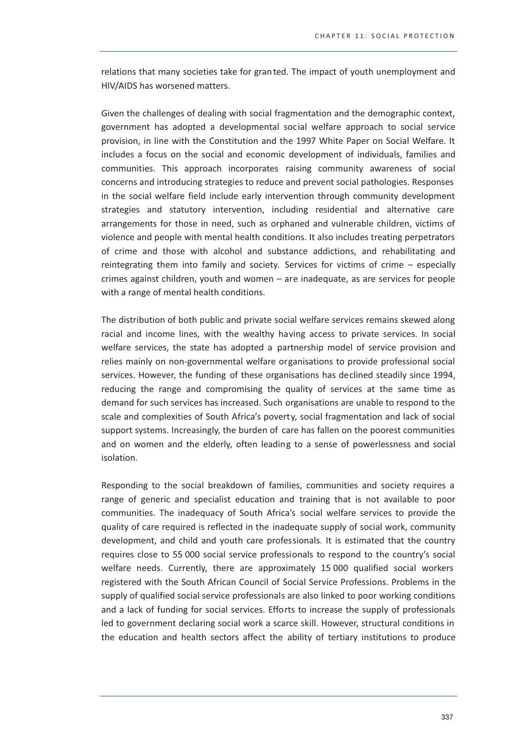relations that many societies take for granted. The impact of youth unemployment and HIV/AIDS has worsened matters.

Given the challenges of dealing with social fragmentation and the demographic context, government has adopted a developmental social welfare approach to social service provision, in line with the Constitution and the 1997 White Paper on Social Welfare. It includes a focus on the social and economic development of individuals, families and communities. This approach incorporates raising community awareness of social concerns and introducing strategies to reduce and prevent social pathologies. Responses in the social welfare field include early intervention through community development strategies and statutory intervention, including residential and alternative care arrangements for those in need, such as orphaned and vulnerable children, victims of violence and people with mental health conditions. It also includes treating perpetrators of crime and those with alcohol and substance addictions, and rehabilitating and reintegrating them into family and society. Services for victims of crime – especially crimes against children, youth and women – are inadequate, as are services for people with a range of mental health conditions.

The distribution of both public and private social welfare services remains skewed along racial and income lines, with the wealthy having access to private services. In social welfare services, the state has adopted a partnership model of service provision and relies mainly on non-governmental welfare organisations to provide professional social services. However, the funding of these organisations has declined steadily since 1994, reducing the range and compromising the quality of services at the same time as demand for such services has increased. Such organisations are unable to respond to the scale and complexities of South Africa's poverty, social fragmentation and lack of social support systems. Increasingly, the burden of care has fallen on the poorest communities and on women and the elderly, often leading to a sense of powerlessness and social isolation.

Responding to the social breakdown of families, communities and society requires a range of generic and specialist education and training that is not available to poor communities. The inadequacy of South Africa's social welfare services to provide the quality of care required is reflected in the inadequate supply of social work, community development, and child and youth care professionals. It is estimated that the country requires close to 55 000 social service professionals to respond to the country's social welfare needs. Currently, there are approximately 15 000 qualified social workers registered with the South African Council of Social Service Professions. Problems in the supply of qualified social service professionals are also linked to poor working conditions and a lack of funding for social services. Efforts to increase the supply of professionals led to government declaring social work a scarce skill. However, structural conditions in the education and health sectors affect the ability of tertiary institutions to produce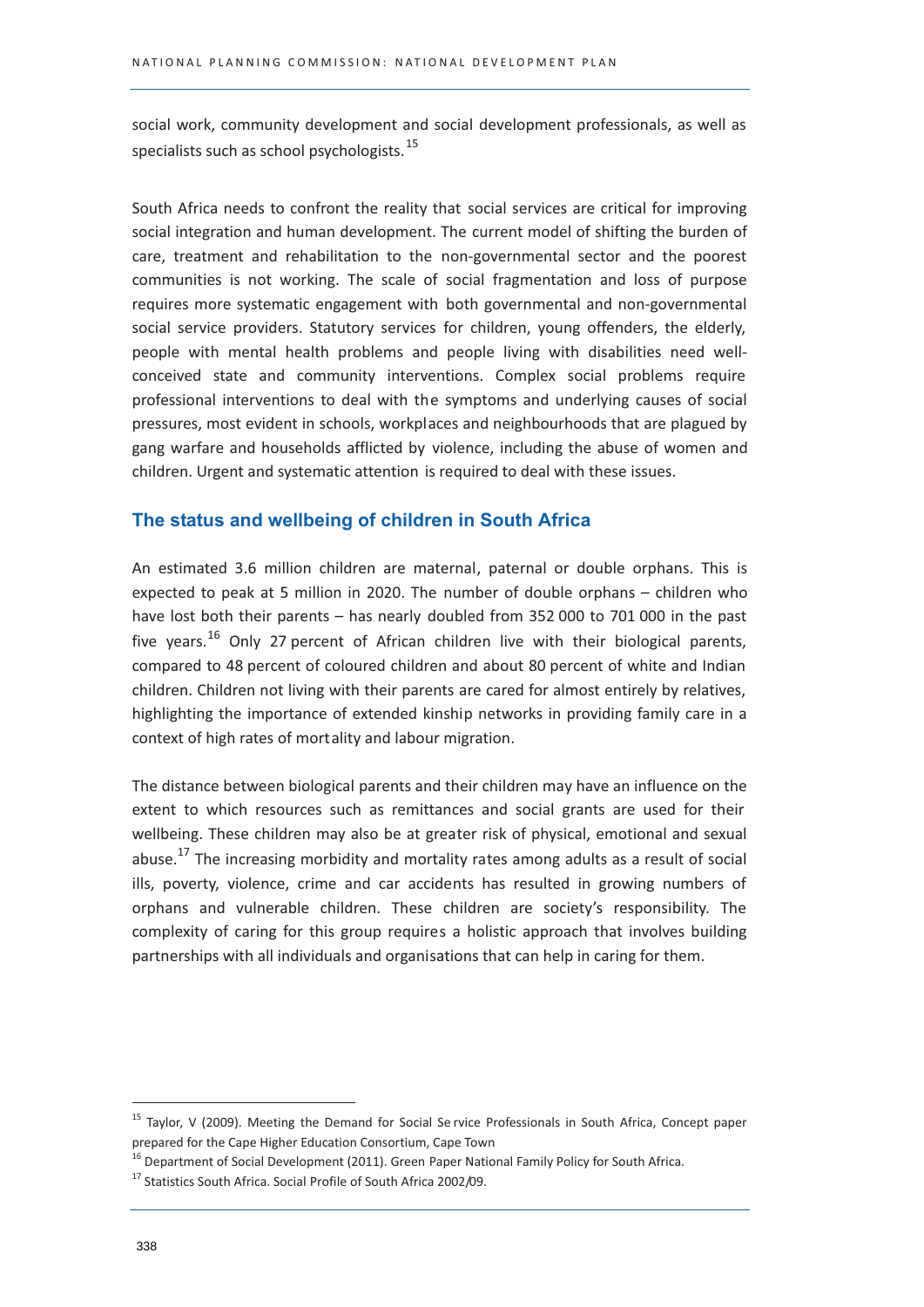social work, community development and social development professionals, as well as specialists such as school psychologists.[15]

South Africa needs to confront the reality that social services are critical for improving social integration and human development. The current model of shifting the burden of care, treatment and rehabilitation to the non-governmental sector and the poorest communities is not working. The scale of social fragmentation and loss of purpose requires more systematic engagement with both governmental and non-governmental social service providers. Statutory services for children, young offenders, the elderly, people with mental health problems and people living with disabilities need well-conceived state and community interventions. Complex social problems require professional interventions to deal with the symptoms and underlying causes of social pressures, most evident in schools, workplaces and neighbourhoods that are plagued by gang warfare and households afflicted by violence, including the abuse of women and children. Urgent and systematic attention is required to deal with these issues.

### The status and wellbeing of children in South Africa

An estimated 3.6 million children are maternal, paternal or double orphans. This is expected to peak at 5 million in 2020. The number of double orphans – children who have lost both their parents – has nearly doubled from 352 000 to 701 000 in the past five years.[16] Only 27 percent of African children live with their biological parents, compared to 48 percent of coloured children and about 80 percent of white and Indian children. Children not living with their parents are cared for almost entirely by relatives, highlighting the importance of extended kinship networks in providing family care in a context of high rates of mortality and labour migration.

The distance between biological parents and their children may have an influence on the extent to which resources such as remittances and social grants are used for their wellbeing. These children may also be at greater risk of physical, emotional and sexual abuse.[17] The increasing morbidity and mortality rates among adults as a result of social ills, poverty, violence, crime and car accidents has resulted in growing numbers of orphans and vulnerable children. These children are society's responsibility. The complexity of caring for this group requires a holistic approach that involves building partnerships with all individuals and organisations that can help in caring for them.

---

[15] Taylor, V (2009). Meeting the Demand for Social Service Professionals in South Africa, Concept paper prepared for the Cape Higher Education Consortium, Cape Town

[16] Department of Social Development (2011). Green Paper National Family Policy for South Africa.

[17] Statistics South Africa. Social Profile of South Africa 2002/09.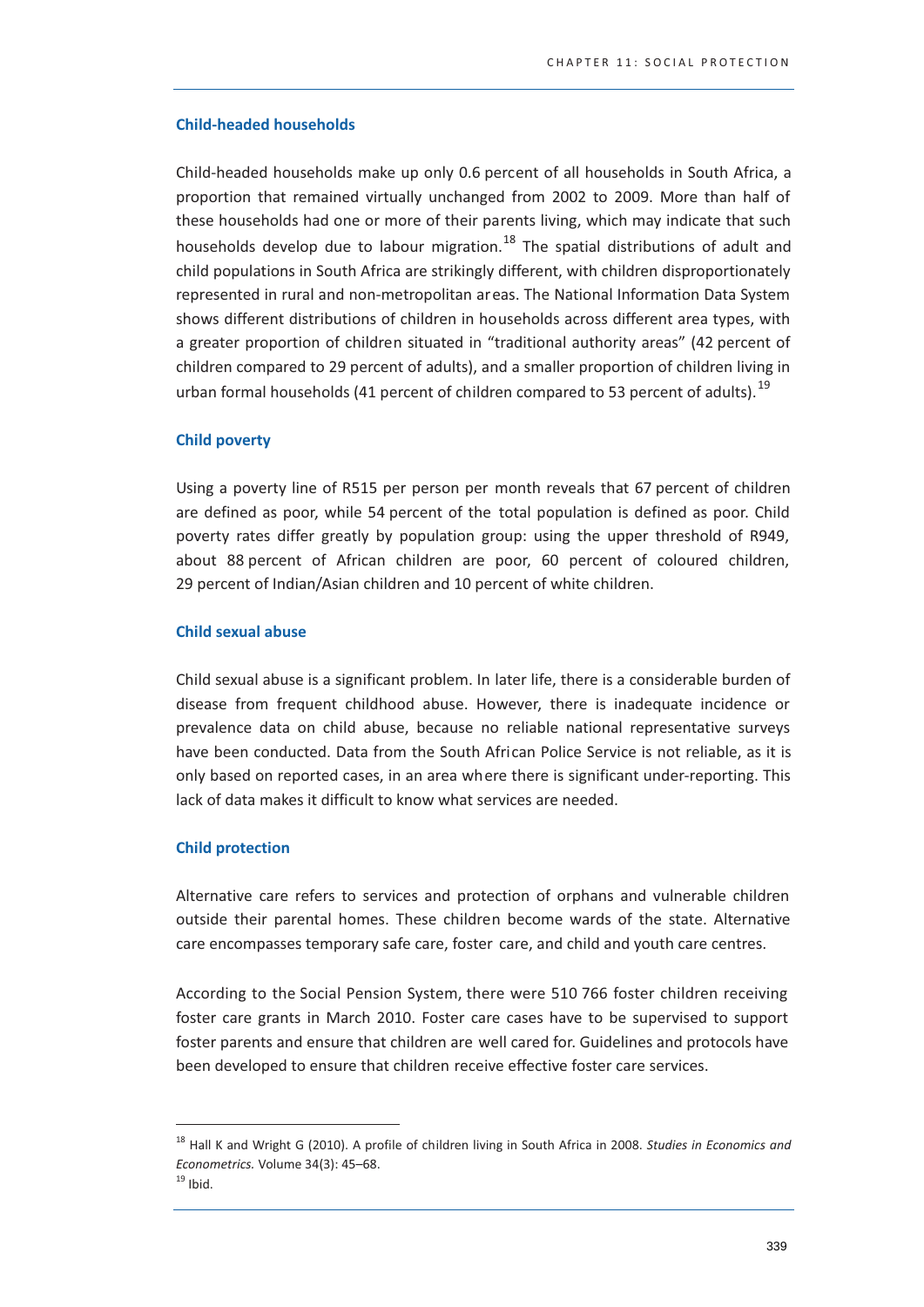### Child-headed households

Child-headed households make up only 0.6 percent of all households in South Africa, a proportion that remained virtually unchanged from 2002 to 2009. More than half of these households had one or more of their parents living, which may indicate that such households develop due to labour migration.[18] The spatial distributions of adult and child populations in South Africa are strikingly different, with children disproportionately represented in rural and non-metropolitan areas. The National Information Data System shows different distributions of children in households across different area types, with a greater proportion of children situated in "traditional authority areas" (42 percent of children compared to 29 percent of adults), and a smaller proportion of children living in urban formal households (41 percent of children compared to 53 percent of adults).[19]

### Child poverty

Using a poverty line of R515 per person per month reveals that 67 percent of children are defined as poor, while 54 percent of the total population is defined as poor. Child poverty rates differ greatly by population group: using the upper threshold of R949, about 88 percent of African children are poor, 60 percent of coloured children, 29 percent of Indian/Asian children and 10 percent of white children.

### Child sexual abuse

Child sexual abuse is a significant problem. In later life, there is a considerable burden of disease from frequent childhood abuse. However, there is inadequate incidence or prevalence data on child abuse, because no reliable national representative surveys have been conducted. Data from the South African Police Service is not reliable, as it is only based on reported cases, in an area where there is significant under-reporting. This lack of data makes it difficult to know what services are needed.

### Child protection

Alternative care refers to services and protection of orphans and vulnerable children outside their parental homes. These children become wards of the state. Alternative care encompasses temporary safe care, foster care, and child and youth care centres.

According to the Social Pension System, there were 510 766 foster children receiving foster care grants in March 2010. Foster care cases have to be supervised to support foster parents and ensure that children are well cared for. Guidelines and protocols have been developed to ensure that children receive effective foster care services.

---

[18] Hall K and Wright G (2010). A profile of children living in South Africa in 2008. *Studies in Economics and Econometrics.* Volume 34(3): 45–68.

[19] Ibid.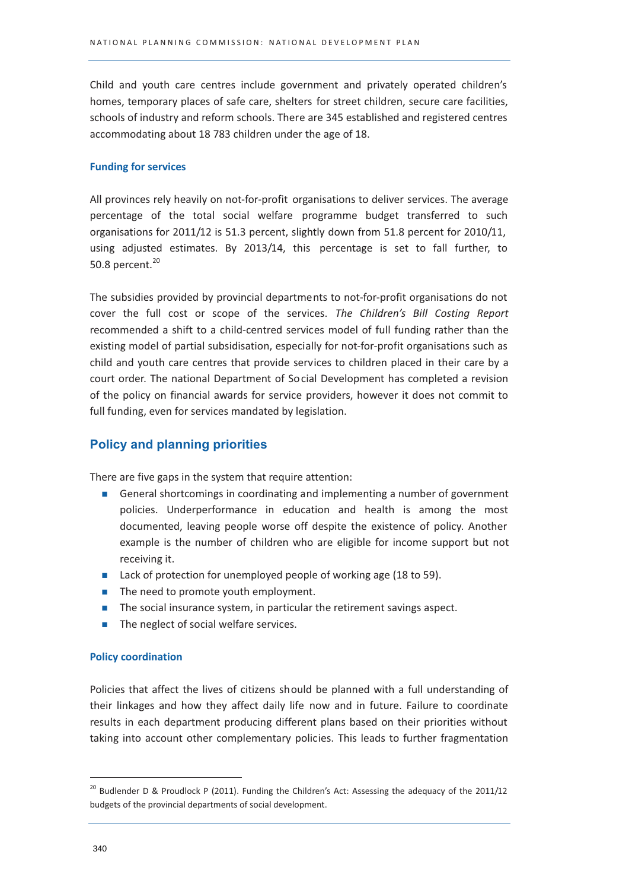Child and youth care centres include government and privately operated children's homes, temporary places of safe care, shelters for street children, secure care facilities, schools of industry and reform schools. There are 345 established and registered centres accommodating about 18 783 children under the age of 18.

### Funding for services

All provinces rely heavily on not-for-profit organisations to deliver services. The average percentage of the total social welfare programme budget transferred to such organisations for 2011/12 is 51.3 percent, slightly down from 51.8 percent for 2010/11, using adjusted estimates. By 2013/14, this percentage is set to fall further, to 50.8 percent.[20]

The subsidies provided by provincial departments to not-for-profit organisations do not cover the full cost or scope of the services. *The Children's Bill Costing Report* recommended a shift to a child-centred services model of full funding rather than the existing model of partial subsidisation, especially for not-for-profit organisations such as child and youth care centres that provide services to children placed in their care by a court order. The national Department of Social Development has completed a revision of the policy on financial awards for service providers, however it does not commit to full funding, even for services mandated by legislation.

## Policy and planning priorities

There are five gaps in the system that require attention:

- General shortcomings in coordinating and implementing a number of government policies. Underperformance in education and health is among the most documented, leaving people worse off despite the existence of policy. Another example is the number of children who are eligible for income support but not receiving it.
- Lack of protection for unemployed people of working age (18 to 59).
- The need to promote youth employment.
- The social insurance system, in particular the retirement savings aspect.
- The neglect of social welfare services.

### Policy coordination

Policies that affect the lives of citizens should be planned with a full understanding of their linkages and how they affect daily life now and in future. Failure to coordinate results in each department producing different plans based on their priorities without taking into account other complementary policies. This leads to further fragmentation

[20] Budlender D & Proudlock P (2011). Funding the Children's Act: Assessing the adequacy of the 2011/12 budgets of the provincial departments of social development.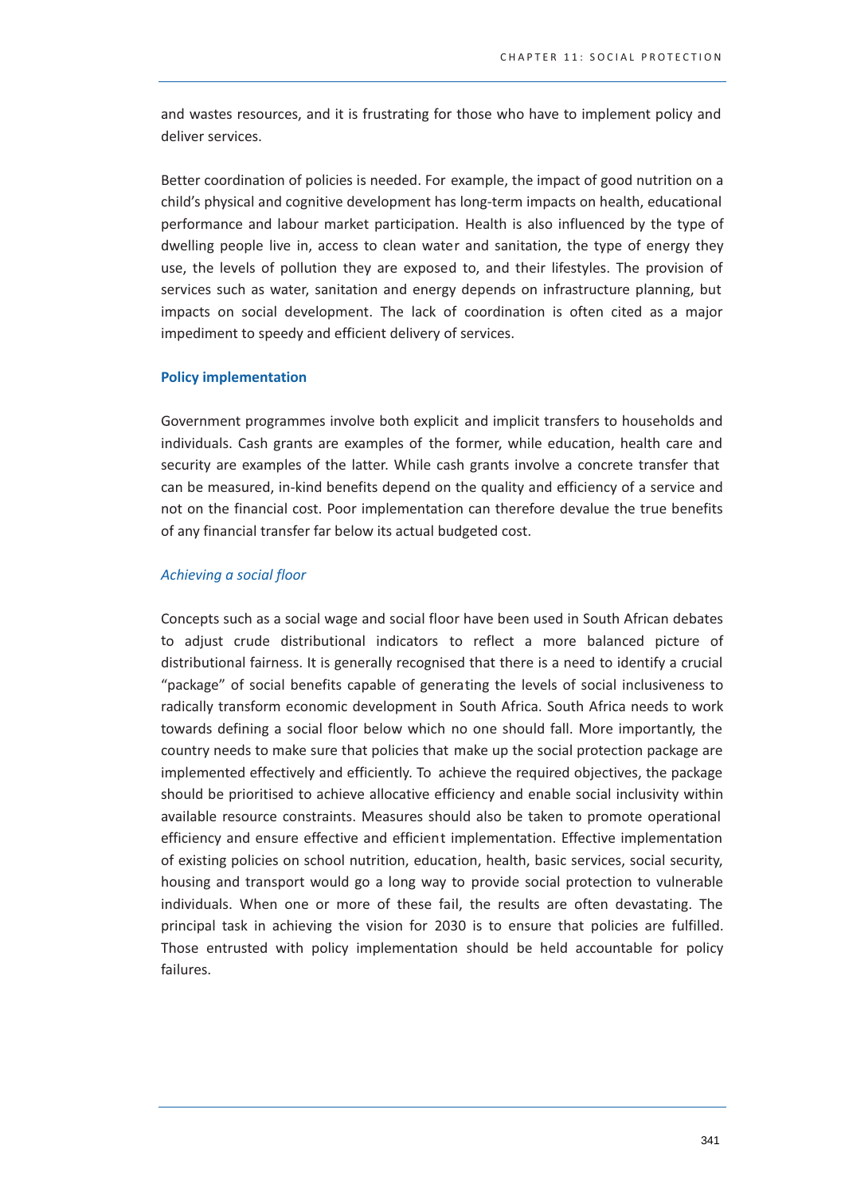and wastes resources, and it is frustrating for those who have to implement policy and deliver services.

Better coordination of policies is needed. For example, the impact of good nutrition on a child's physical and cognitive development has long-term impacts on health, educational performance and labour market participation. Health is also influenced by the type of dwelling people live in, access to clean water and sanitation, the type of energy they use, the levels of pollution they are exposed to, and their lifestyles. The provision of services such as water, sanitation and energy depends on infrastructure planning, but impacts on social development. The lack of coordination is often cited as a major impediment to speedy and efficient delivery of services.

### Policy implementation

Government programmes involve both explicit and implicit transfers to households and individuals. Cash grants are examples of the former, while education, health care and security are examples of the latter. While cash grants involve a concrete transfer that can be measured, in-kind benefits depend on the quality and efficiency of a service and not on the financial cost. Poor implementation can therefore devalue the true benefits of any financial transfer far below its actual budgeted cost.

#### *Achieving a social floor*

Concepts such as a social wage and social floor have been used in South African debates to adjust crude distributional indicators to reflect a more balanced picture of distributional fairness. It is generally recognised that there is a need to identify a crucial "package" of social benefits capable of generating the levels of social inclusiveness to radically transform economic development in South Africa. South Africa needs to work towards defining a social floor below which no one should fall. More importantly, the country needs to make sure that policies that make up the social protection package are implemented effectively and efficiently. To achieve the required objectives, the package should be prioritised to achieve allocative efficiency and enable social inclusivity within available resource constraints. Measures should also be taken to promote operational efficiency and ensure effective and efficient implementation. Effective implementation of existing policies on school nutrition, education, health, basic services, social security, housing and transport would go a long way to provide social protection to vulnerable individuals. When one or more of these fail, the results are often devastating. The principal task in achieving the vision for 2030 is to ensure that policies are fulfilled. Those entrusted with policy implementation should be held accountable for policy failures.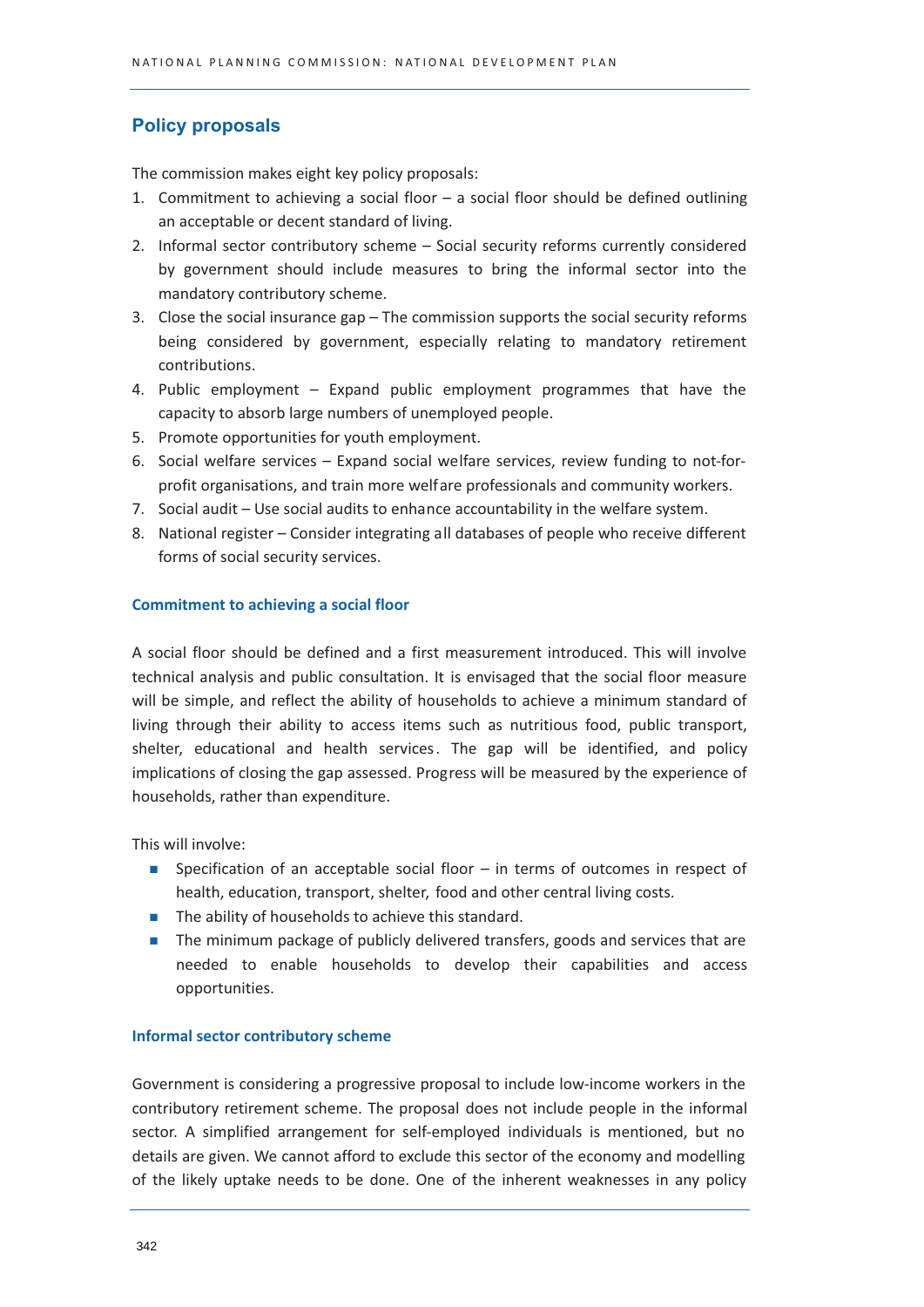## Policy proposals

The commission makes eight key policy proposals:

1. Commitment to achieving a social floor – a social floor should be defined outlining an acceptable or decent standard of living.
2. Informal sector contributory scheme – Social security reforms currently considered by government should include measures to bring the informal sector into the mandatory contributory scheme.
3. Close the social insurance gap – The commission supports the social security reforms being considered by government, especially relating to mandatory retirement contributions.
4. Public employment – Expand public employment programmes that have the capacity to absorb large numbers of unemployed people.
5. Promote opportunities for youth employment.
6. Social welfare services – Expand social welfare services, review funding to not-for-profit organisations, and train more welfare professionals and community workers.
7. Social audit – Use social audits to enhance accountability in the welfare system.
8. National register – Consider integrating all databases of people who receive different forms of social security services.

### Commitment to achieving a social floor

A social floor should be defined and a first measurement introduced. This will involve technical analysis and public consultation. It is envisaged that the social floor measure will be simple, and reflect the ability of households to achieve a minimum standard of living through their ability to access items such as nutritious food, public transport, shelter, educational and health services. The gap will be identified, and policy implications of closing the gap assessed. Progress will be measured by the experience of households, rather than expenditure.

This will involve:

- Specification of an acceptable social floor – in terms of outcomes in respect of health, education, transport, shelter, food and other central living costs.
- The ability of households to achieve this standard.
- The minimum package of publicly delivered transfers, goods and services that are needed to enable households to develop their capabilities and access opportunities.

### Informal sector contributory scheme

Government is considering a progressive proposal to include low-income workers in the contributory retirement scheme. The proposal does not include people in the informal sector. A simplified arrangement for self-employed individuals is mentioned, but no details are given. We cannot afford to exclude this sector of the economy and modelling of the likely uptake needs to be done. One of the inherent weaknesses in any policy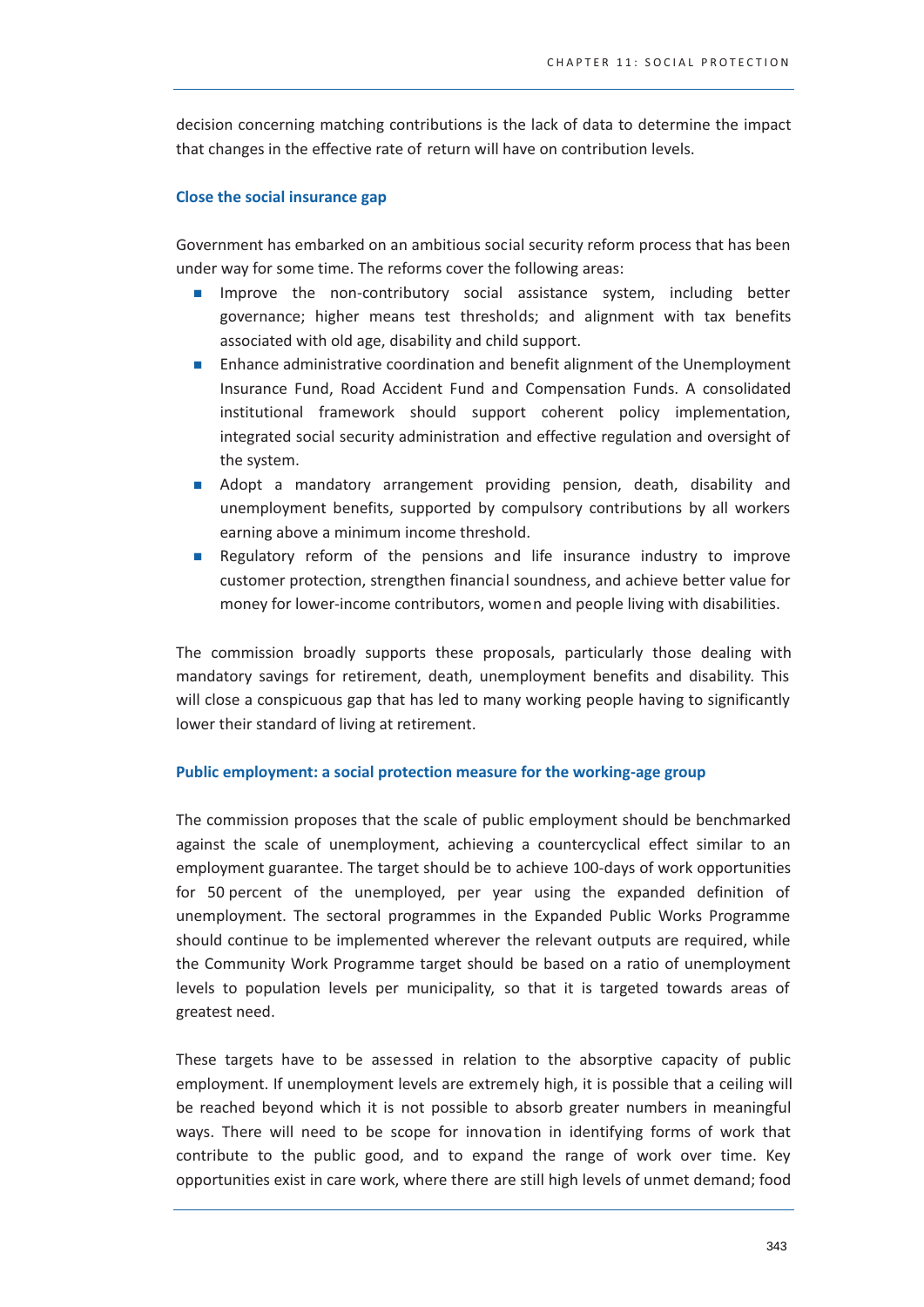decision concerning matching contributions is the lack of data to determine the impact that changes in the effective rate of return will have on contribution levels.

### Close the social insurance gap

Government has embarked on an ambitious social security reform process that has been under way for some time. The reforms cover the following areas:

- Improve the non-contributory social assistance system, including better governance; higher means test thresholds; and alignment with tax benefits associated with old age, disability and child support.
- Enhance administrative coordination and benefit alignment of the Unemployment Insurance Fund, Road Accident Fund and Compensation Funds. A consolidated institutional framework should support coherent policy implementation, integrated social security administration and effective regulation and oversight of the system.
- Adopt a mandatory arrangement providing pension, death, disability and unemployment benefits, supported by compulsory contributions by all workers earning above a minimum income threshold.
- Regulatory reform of the pensions and life insurance industry to improve customer protection, strengthen financial soundness, and achieve better value for money for lower-income contributors, women and people living with disabilities.

The commission broadly supports these proposals, particularly those dealing with mandatory savings for retirement, death, unemployment benefits and disability. This will close a conspicuous gap that has led to many working people having to significantly lower their standard of living at retirement.

### Public employment: a social protection measure for the working-age group

The commission proposes that the scale of public employment should be benchmarked against the scale of unemployment, achieving a countercyclical effect similar to an employment guarantee. The target should be to achieve 100-days of work opportunities for 50 percent of the unemployed, per year using the expanded definition of unemployment. The sectoral programmes in the Expanded Public Works Programme should continue to be implemented wherever the relevant outputs are required, while the Community Work Programme target should be based on a ratio of unemployment levels to population levels per municipality, so that it is targeted towards areas of greatest need.

These targets have to be assessed in relation to the absorptive capacity of public employment. If unemployment levels are extremely high, it is possible that a ceiling will be reached beyond which it is not possible to absorb greater numbers in meaningful ways. There will need to be scope for innovation in identifying forms of work that contribute to the public good, and to expand the range of work over time. Key opportunities exist in care work, where there are still high levels of unmet demand; food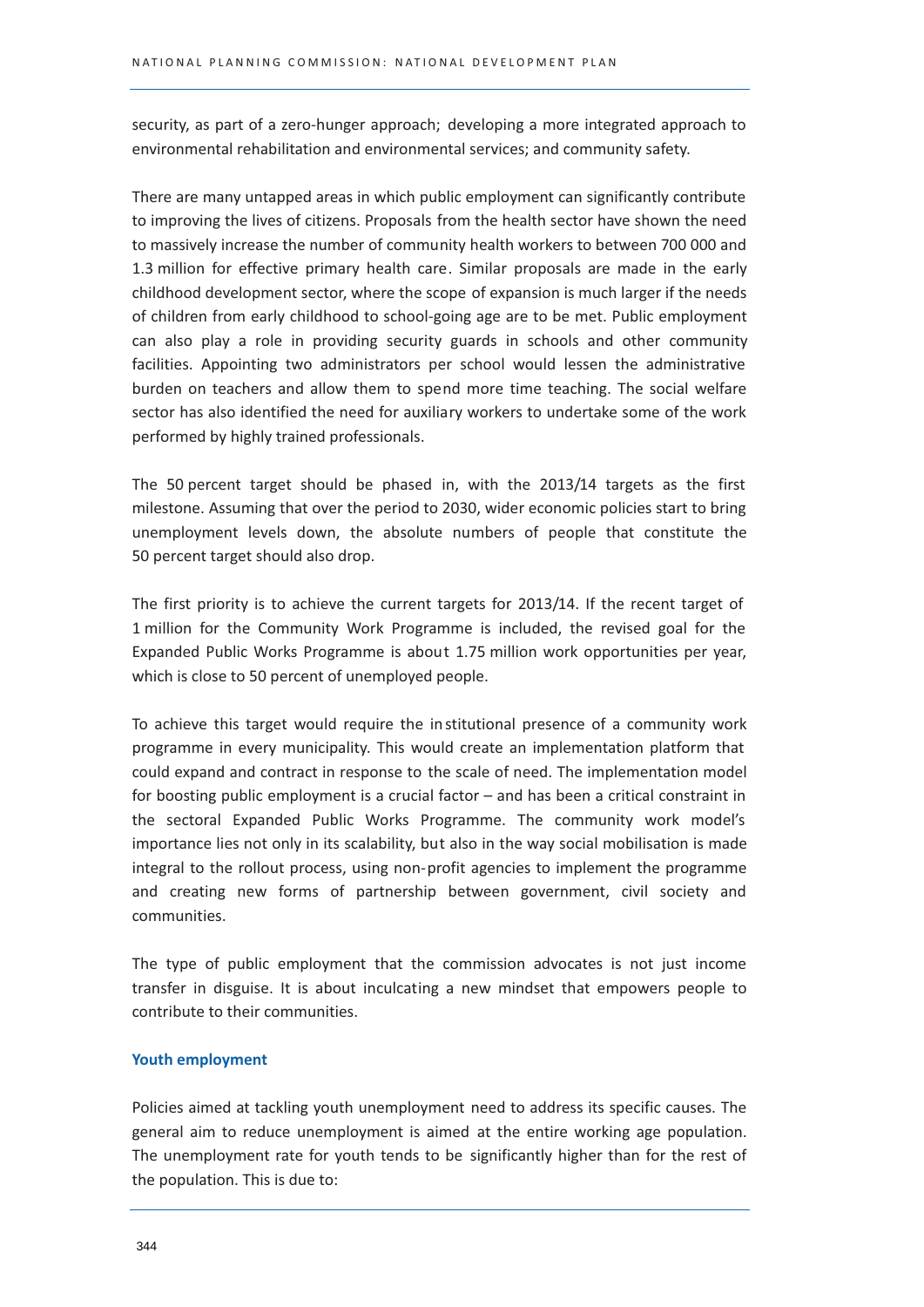security, as part of a zero-hunger approach; developing a more integrated approach to environmental rehabilitation and environmental services; and community safety.

There are many untapped areas in which public employment can significantly contribute to improving the lives of citizens. Proposals from the health sector have shown the need to massively increase the number of community health workers to between 700 000 and 1.3 million for effective primary health care. Similar proposals are made in the early childhood development sector, where the scope of expansion is much larger if the needs of children from early childhood to school-going age are to be met. Public employment can also play a role in providing security guards in schools and other community facilities. Appointing two administrators per school would lessen the administrative burden on teachers and allow them to spend more time teaching. The social welfare sector has also identified the need for auxiliary workers to undertake some of the work performed by highly trained professionals.

The 50 percent target should be phased in, with the 2013/14 targets as the first milestone. Assuming that over the period to 2030, wider economic policies start to bring unemployment levels down, the absolute numbers of people that constitute the 50 percent target should also drop.

The first priority is to achieve the current targets for 2013/14. If the recent target of 1 million for the Community Work Programme is included, the revised goal for the Expanded Public Works Programme is about 1.75 million work opportunities per year, which is close to 50 percent of unemployed people.

To achieve this target would require the institutional presence of a community work programme in every municipality. This would create an implementation platform that could expand and contract in response to the scale of need. The implementation model for boosting public employment is a crucial factor – and has been a critical constraint in the sectoral Expanded Public Works Programme. The community work model's importance lies not only in its scalability, but also in the way social mobilisation is made integral to the rollout process, using non-profit agencies to implement the programme and creating new forms of partnership between government, civil society and communities.

The type of public employment that the commission advocates is not just income transfer in disguise. It is about inculcating a new mindset that empowers people to contribute to their communities.

### Youth employment

Policies aimed at tackling youth unemployment need to address its specific causes. The general aim to reduce unemployment is aimed at the entire working age population. The unemployment rate for youth tends to be significantly higher than for the rest of the population. This is due to: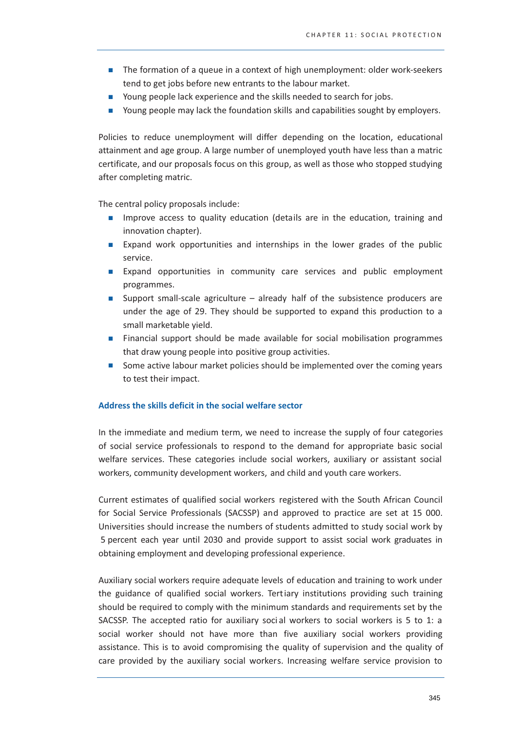- The formation of a queue in a context of high unemployment: older work-seekers tend to get jobs before new entrants to the labour market.
- Young people lack experience and the skills needed to search for jobs.
- Young people may lack the foundation skills and capabilities sought by employers.

Policies to reduce unemployment will differ depending on the location, educational attainment and age group. A large number of unemployed youth have less than a matric certificate, and our proposals focus on this group, as well as those who stopped studying after completing matric.

The central policy proposals include:

- Improve access to quality education (details are in the education, training and innovation chapter).
- Expand work opportunities and internships in the lower grades of the public service.
- Expand opportunities in community care services and public employment programmes.
- Support small-scale agriculture – already half of the subsistence producers are under the age of 29. They should be supported to expand this production to a small marketable yield.
- Financial support should be made available for social mobilisation programmes that draw young people into positive group activities.
- Some active labour market policies should be implemented over the coming years to test their impact.

### Address the skills deficit in the social welfare sector

In the immediate and medium term, we need to increase the supply of four categories of social service professionals to respond to the demand for appropriate basic social welfare services. These categories include social workers, auxiliary or assistant social workers, community development workers, and child and youth care workers.

Current estimates of qualified social workers registered with the South African Council for Social Service Professionals (SACSSP) and approved to practice are set at 15 000. Universities should increase the numbers of students admitted to study social work by 5 percent each year until 2030 and provide support to assist social work graduates in obtaining employment and developing professional experience.

Auxiliary social workers require adequate levels of education and training to work under the guidance of qualified social workers. Tertiary institutions providing such training should be required to comply with the minimum standards and requirements set by the SACSSP. The accepted ratio for auxiliary social workers to social workers is 5 to 1: a social worker should not have more than five auxiliary social workers providing assistance. This is to avoid compromising the quality of supervision and the quality of care provided by the auxiliary social workers. Increasing welfare service provision to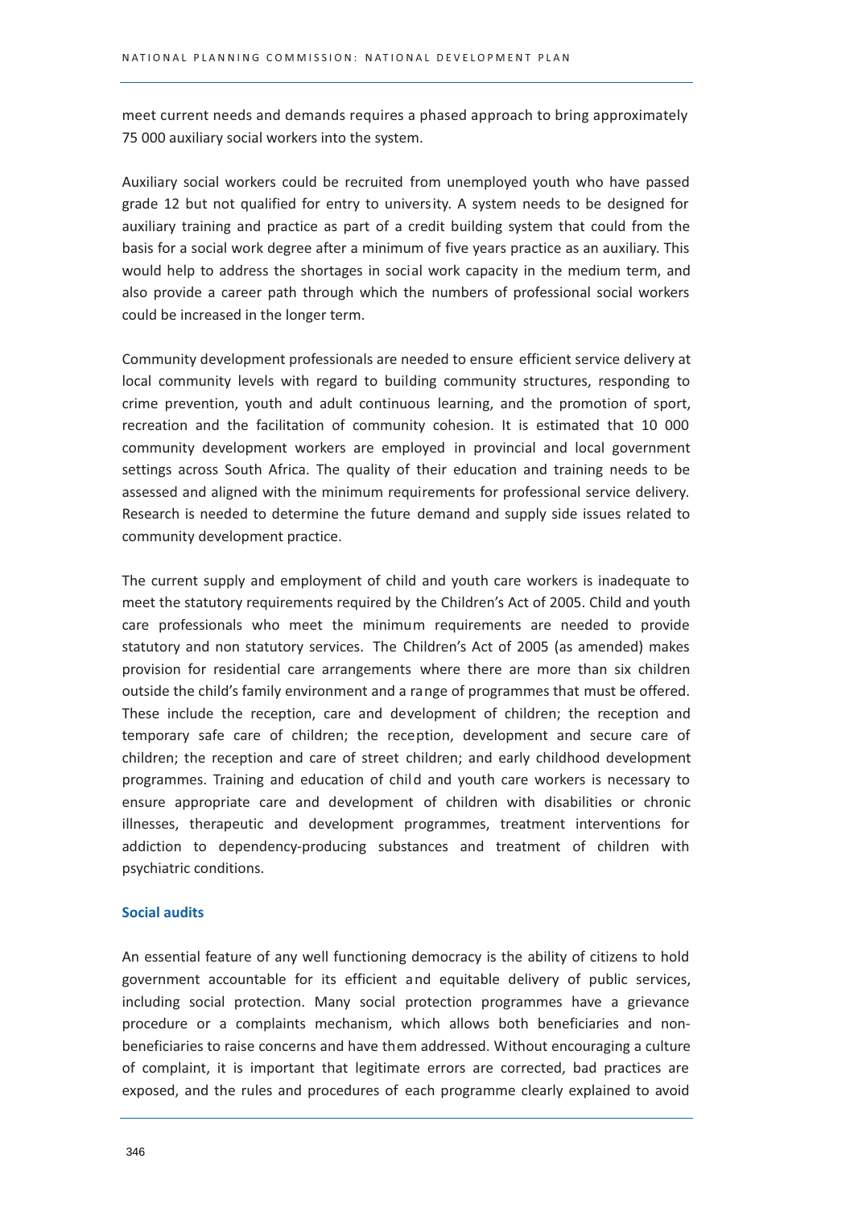meet current needs and demands requires a phased approach to bring approximately 75 000 auxiliary social workers into the system.

Auxiliary social workers could be recruited from unemployed youth who have passed grade 12 but not qualified for entry to university. A system needs to be designed for auxiliary training and practice as part of a credit building system that could from the basis for a social work degree after a minimum of five years practice as an auxiliary. This would help to address the shortages in social work capacity in the medium term, and also provide a career path through which the numbers of professional social workers could be increased in the longer term.

Community development professionals are needed to ensure efficient service delivery at local community levels with regard to building community structures, responding to crime prevention, youth and adult continuous learning, and the promotion of sport, recreation and the facilitation of community cohesion. It is estimated that 10 000 community development workers are employed in provincial and local government settings across South Africa. The quality of their education and training needs to be assessed and aligned with the minimum requirements for professional service delivery. Research is needed to determine the future demand and supply side issues related to community development practice.

The current supply and employment of child and youth care workers is inadequate to meet the statutory requirements required by the Children's Act of 2005. Child and youth care professionals who meet the minimum requirements are needed to provide statutory and non statutory services. The Children's Act of 2005 (as amended) makes provision for residential care arrangements where there are more than six children outside the child's family environment and a range of programmes that must be offered. These include the reception, care and development of children; the reception and temporary safe care of children; the reception, development and secure care of children; the reception and care of street children; and early childhood development programmes. Training and education of child and youth care workers is necessary to ensure appropriate care and development of children with disabilities or chronic illnesses, therapeutic and development programmes, treatment interventions for addiction to dependency-producing substances and treatment of children with psychiatric conditions.

### Social audits

An essential feature of any well functioning democracy is the ability of citizens to hold government accountable for its efficient and equitable delivery of public services, including social protection. Many social protection programmes have a grievance procedure or a complaints mechanism, which allows both beneficiaries and non-beneficiaries to raise concerns and have them addressed. Without encouraging a culture of complaint, it is important that legitimate errors are corrected, bad practices are exposed, and the rules and procedures of each programme clearly explained to avoid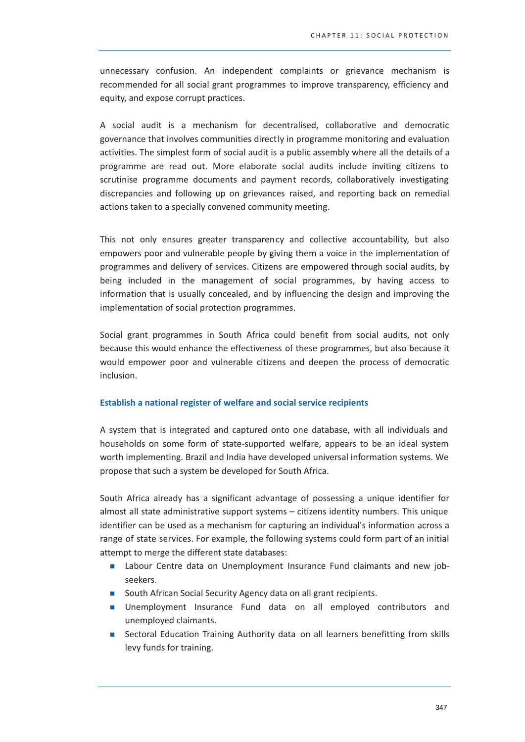unnecessary confusion. An independent complaints or grievance mechanism is recommended for all social grant programmes to improve transparency, efficiency and equity, and expose corrupt practices.

A social audit is a mechanism for decentralised, collaborative and democratic governance that involves communities directly in programme monitoring and evaluation activities. The simplest form of social audit is a public assembly where all the details of a programme are read out. More elaborate social audits include inviting citizens to scrutinise programme documents and payment records, collaboratively investigating discrepancies and following up on grievances raised, and reporting back on remedial actions taken to a specially convened community meeting.

This not only ensures greater transparency and collective accountability, but also empowers poor and vulnerable people by giving them a voice in the implementation of programmes and delivery of services. Citizens are empowered through social audits, by being included in the management of social programmes, by having access to information that is usually concealed, and by influencing the design and improving the implementation of social protection programmes.

Social grant programmes in South Africa could benefit from social audits, not only because this would enhance the effectiveness of these programmes, but also because it would empower poor and vulnerable citizens and deepen the process of democratic inclusion.

### Establish a national register of welfare and social service recipients

A system that is integrated and captured onto one database, with all individuals and households on some form of state-supported welfare, appears to be an ideal system worth implementing. Brazil and India have developed universal information systems. We propose that such a system be developed for South Africa.

South Africa already has a significant advantage of possessing a unique identifier for almost all state administrative support systems – citizens identity numbers. This unique identifier can be used as a mechanism for capturing an individual's information across a range of state services. For example, the following systems could form part of an initial attempt to merge the different state databases:

- Labour Centre data on Unemployment Insurance Fund claimants and new job-seekers.
- South African Social Security Agency data on all grant recipients.
- Unemployment Insurance Fund data on all employed contributors and unemployed claimants.
- Sectoral Education Training Authority data on all learners benefitting from skills levy funds for training.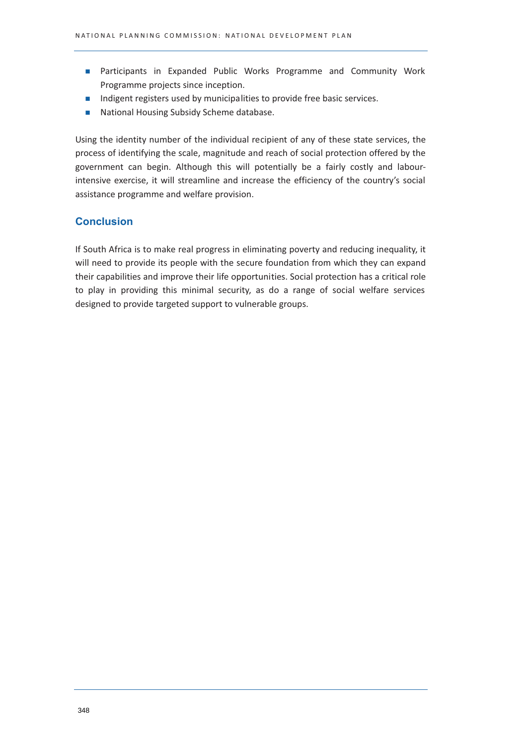- Participants in Expanded Public Works Programme and Community Work Programme projects since inception.
- Indigent registers used by municipalities to provide free basic services.
- National Housing Subsidy Scheme database.

Using the identity number of the individual recipient of any of these state services, the process of identifying the scale, magnitude and reach of social protection offered by the government can begin. Although this will potentially be a fairly costly and labour-intensive exercise, it will streamline and increase the efficiency of the country's social assistance programme and welfare provision.

## Conclusion

If South Africa is to make real progress in eliminating poverty and reducing inequality, it will need to provide its people with the secure foundation from which they can expand their capabilities and improve their life opportunities. Social protection has a critical role to play in providing this minimal security, as do a range of social welfare services designed to provide targeted support to vulnerable groups.